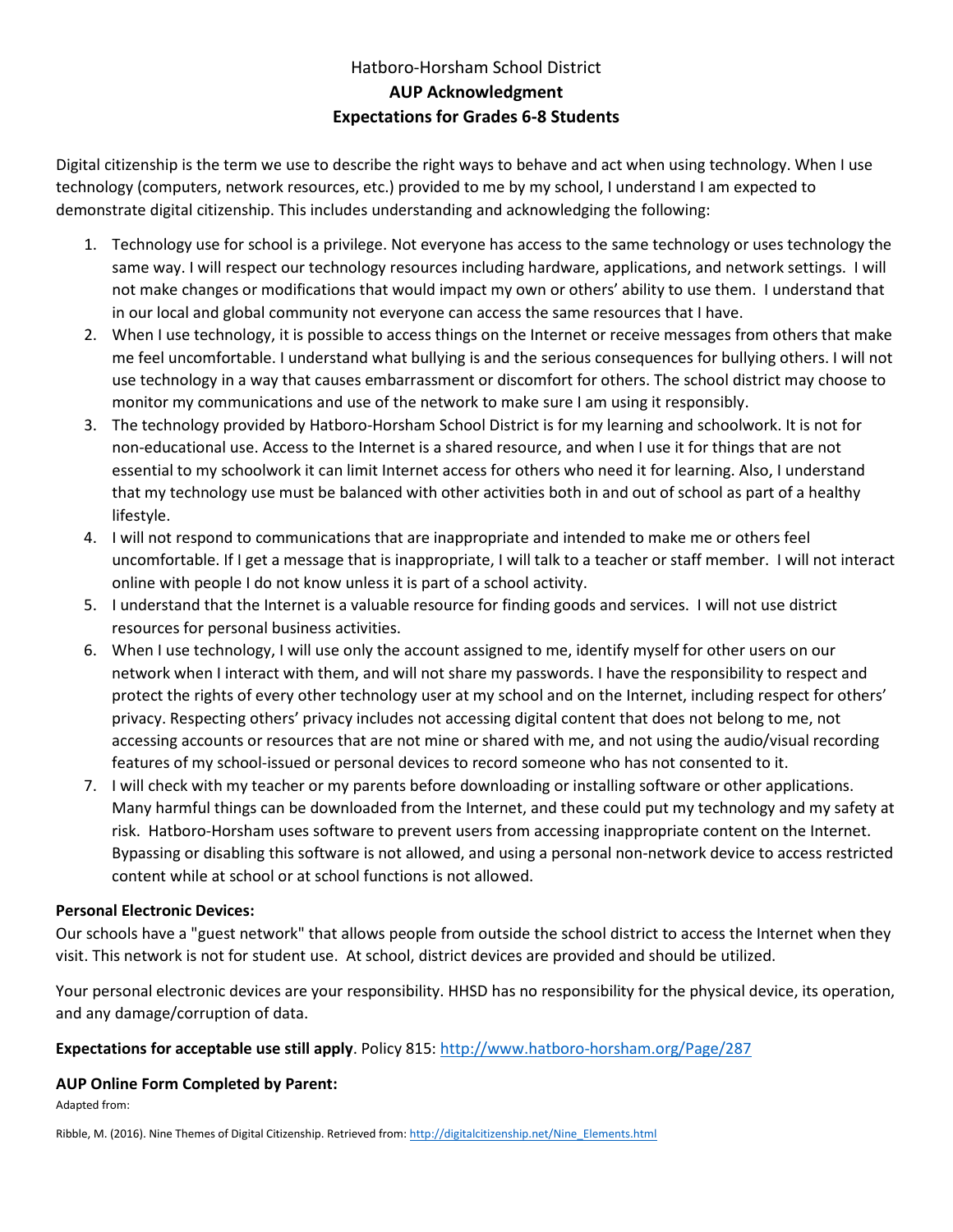# Hatboro-Horsham School District
## AUP Acknowledgment
## Expectations for Grades 6-8 Students

Digital citizenship is the term we use to describe the right ways to behave and act when using technology. When I use technology (computers, network resources, etc.) provided to me by my school, I understand I am expected to demonstrate digital citizenship. This includes understanding and acknowledging the following:

1. Technology use for school is a privilege. Not everyone has access to the same technology or uses technology the same way. I will respect our technology resources including hardware, applications, and network settings. I will not make changes or modifications that would impact my own or others' ability to use them. I understand that in our local and global community not everyone can access the same resources that I have.
2. When I use technology, it is possible to access things on the Internet or receive messages from others that make me feel uncomfortable. I understand what bullying is and the serious consequences for bullying others. I will not use technology in a way that causes embarrassment or discomfort for others. The school district may choose to monitor my communications and use of the network to make sure I am using it responsibly.
3. The technology provided by Hatboro-Horsham School District is for my learning and schoolwork. It is not for non-educational use. Access to the Internet is a shared resource, and when I use it for things that are not essential to my schoolwork it can limit Internet access for others who need it for learning. Also, I understand that my technology use must be balanced with other activities both in and out of school as part of a healthy lifestyle.
4. I will not respond to communications that are inappropriate and intended to make me or others feel uncomfortable. If I get a message that is inappropriate, I will talk to a teacher or staff member. I will not interact online with people I do not know unless it is part of a school activity.
5. I understand that the Internet is a valuable resource for finding goods and services. I will not use district resources for personal business activities.
6. When I use technology, I will use only the account assigned to me, identify myself for other users on our network when I interact with them, and will not share my passwords. I have the responsibility to respect and protect the rights of every other technology user at my school and on the Internet, including respect for others' privacy. Respecting others' privacy includes not accessing digital content that does not belong to me, not accessing accounts or resources that are not mine or shared with me, and not using the audio/visual recording features of my school-issued or personal devices to record someone who has not consented to it.
7. I will check with my teacher or my parents before downloading or installing software or other applications. Many harmful things can be downloaded from the Internet, and these could put my technology and my safety at risk. Hatboro-Horsham uses software to prevent users from accessing inappropriate content on the Internet. Bypassing or disabling this software is not allowed, and using a personal non-network device to access restricted content while at school or at school functions is not allowed.

**Personal Electronic Devices:**

Our schools have a "guest network" that allows people from outside the school district to access the Internet when they visit. This network is not for student use. At school, district devices are provided and should be utilized.

Your personal electronic devices are your responsibility. HHSD has no responsibility for the physical device, its operation, and any damage/corruption of data.

**Expectations for acceptable use still apply**. Policy 815: http://www.hatboro-horsham.org/Page/287

**AUP Online Form Completed by Parent:**

Adapted from:

Ribble, M. (2016). Nine Themes of Digital Citizenship. Retrieved from: http://digitalcitizenship.net/Nine_Elements.html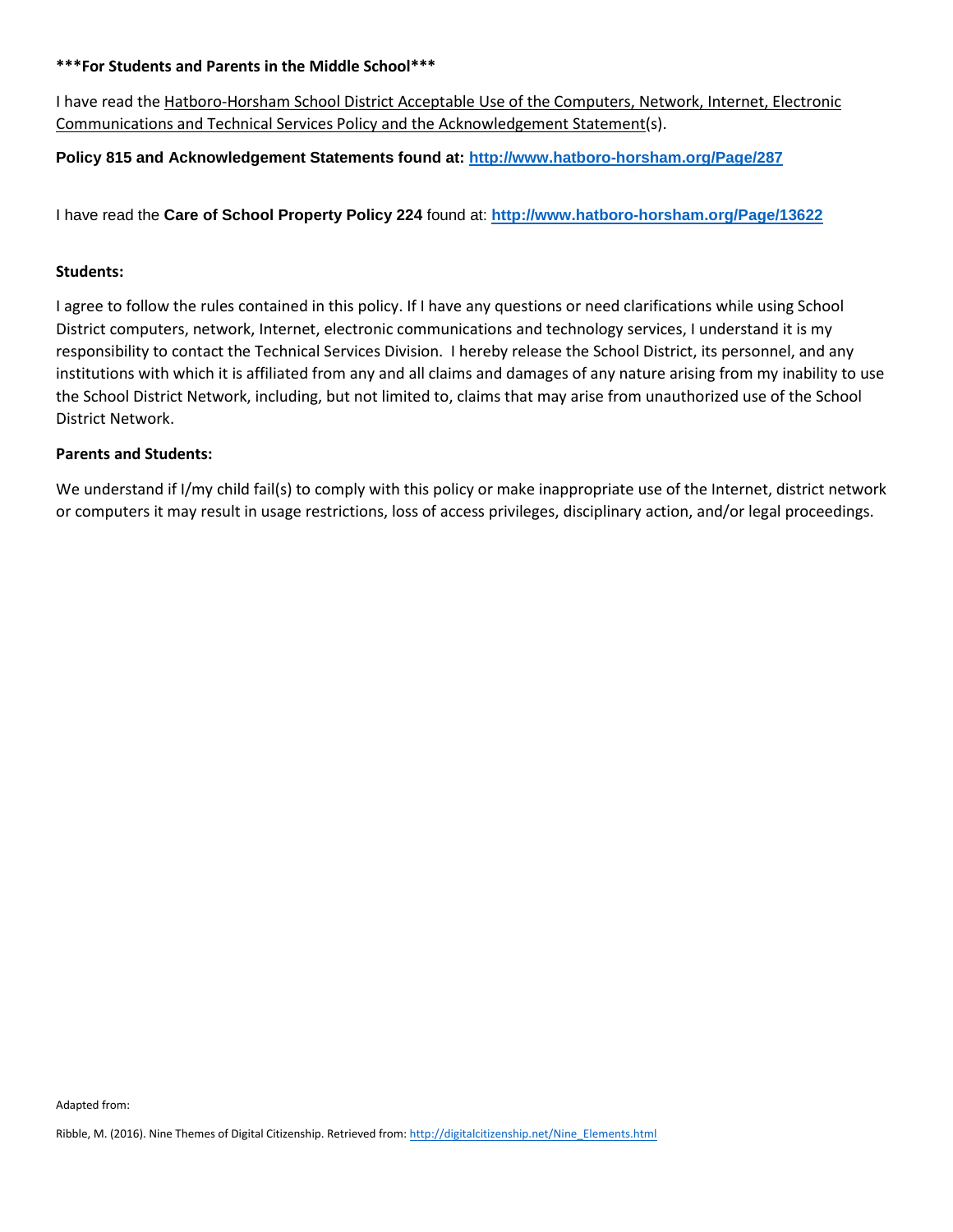**\*\*\*For Students and Parents in the Middle School\*\*\***

I have read the Hatboro-Horsham School District Acceptable Use of the Computers, Network, Internet, Electronic Communications and Technical Services Policy and the Acknowledgement Statement(s).

**Policy 815 and Acknowledgement Statements found at: http://www.hatboro-horsham.org/Page/287**

I have read the **Care of School Property Policy 224** found at: **http://www.hatboro-horsham.org/Page/13622**

**Students:**

I agree to follow the rules contained in this policy. If I have any questions or need clarifications while using School District computers, network, Internet, electronic communications and technology services, I understand it is my responsibility to contact the Technical Services Division. I hereby release the School District, its personnel, and any institutions with which it is affiliated from any and all claims and damages of any nature arising from my inability to use the School District Network, including, but not limited to, claims that may arise from unauthorized use of the School District Network.

**Parents and Students:**

We understand if I/my child fail(s) to comply with this policy or make inappropriate use of the Internet, district network or computers it may result in usage restrictions, loss of access privileges, disciplinary action, and/or legal proceedings.

Adapted from:

Ribble, M. (2016). Nine Themes of Digital Citizenship. Retrieved from: http://digitalcitizenship.net/Nine_Elements.html